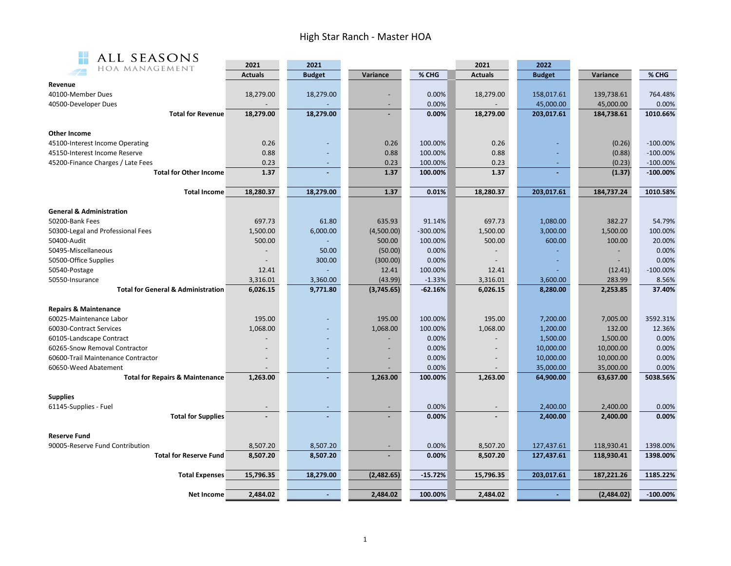# High Star Ranch - Master HOA

ALL SEASONS HOA MANAGEMENT

| | 2021 Actuals | 2021 Budget | Variance | % CHG | 2021 Actuals | 2022 Budget | Variance | % CHG |
|---|---|---|---|---|---|---|---|---|
| **Revenue** | | | | | | | | |
| 40100-Member Dues | 18,279.00 | 18,279.00 | - | 0.00% | 18,279.00 | 158,017.61 | 139,738.61 | 764.48% |
| 40500-Developer Dues | - | - | - | 0.00% | - | 45,000.00 | 45,000.00 | 0.00% |
| **Total for Revenue** | **18,279.00** | **18,279.00** | **-** | **0.00%** | **18,279.00** | **203,017.61** | **184,738.61** | **1010.66%** |
| | | | | | | | | |
| **Other Income** | | | | | | | | |
| 45100-Interest Income Operating | 0.26 | - | 0.26 | 100.00% | 0.26 | - | (0.26) | -100.00% |
| 45150-Interest Income Reserve | 0.88 | - | 0.88 | 100.00% | 0.88 | - | (0.88) | -100.00% |
| 45200-Finance Charges / Late Fees | 0.23 | - | 0.23 | 100.00% | 0.23 | - | (0.23) | -100.00% |
| **Total for Other Income** | **1.37** | **-** | **1.37** | **100.00%** | **1.37** | **-** | **(1.37)** | **-100.00%** |
| | | | | | | | | |
| **Total Income** | **18,280.37** | **18,279.00** | **1.37** | **0.01%** | **18,280.37** | **203,017.61** | **184,737.24** | **1010.58%** |
| | | | | | | | | |
| **General & Administration** | | | | | | | | |
| 50200-Bank Fees | 697.73 | 61.80 | 635.93 | 91.14% | 697.73 | 1,080.00 | 382.27 | 54.79% |
| 50300-Legal and Professional Fees | 1,500.00 | 6,000.00 | (4,500.00) | -300.00% | 1,500.00 | 3,000.00 | 1,500.00 | 100.00% |
| 50400-Audit | 500.00 | - | 500.00 | 100.00% | 500.00 | 600.00 | 100.00 | 20.00% |
| 50495-Miscellaneous | - | 50.00 | (50.00) | 0.00% | - | - | - | 0.00% |
| 50500-Office Supplies | - | 300.00 | (300.00) | 0.00% | - | - | - | 0.00% |
| 50540-Postage | 12.41 | - | 12.41 | 100.00% | 12.41 | - | (12.41) | -100.00% |
| 50550-Insurance | 3,316.01 | 3,360.00 | (43.99) | -1.33% | 3,316.01 | 3,600.00 | 283.99 | 8.56% |
| **Total for General & Administration** | **6,026.15** | **9,771.80** | **(3,745.65)** | **-62.16%** | **6,026.15** | **8,280.00** | **2,253.85** | **37.40%** |
| | | | | | | | | |
| **Repairs & Maintenance** | | | | | | | | |
| 60025-Maintenance Labor | 195.00 | - | 195.00 | 100.00% | 195.00 | 7,200.00 | 7,005.00 | 3592.31% |
| 60030-Contract Services | 1,068.00 | - | 1,068.00 | 100.00% | 1,068.00 | 1,200.00 | 132.00 | 12.36% |
| 60105-Landscape Contract | - | - | - | 0.00% | - | 1,500.00 | 1,500.00 | 0.00% |
| 60265-Snow Removal Contractor | - | - | - | 0.00% | - | 10,000.00 | 10,000.00 | 0.00% |
| 60600-Trail Maintenance Contractor | - | - | - | 0.00% | - | 10,000.00 | 10,000.00 | 0.00% |
| 60650-Weed Abatement | - | - | - | 0.00% | - | 35,000.00 | 35,000.00 | 0.00% |
| **Total for Repairs & Maintenance** | **1,263.00** | **-** | **1,263.00** | **100.00%** | **1,263.00** | **64,900.00** | **63,637.00** | **5038.56%** |
| | | | | | | | | |
| **Supplies** | | | | | | | | |
| 61145-Supplies - Fuel | - | - | - | 0.00% | - | 2,400.00 | 2,400.00 | 0.00% |
| **Total for Supplies** | **-** | **-** | **-** | **0.00%** | **-** | **2,400.00** | **2,400.00** | **0.00%** |
| | | | | | | | | |
| **Reserve Fund** | | | | | | | | |
| 90005-Reserve Fund Contribution | 8,507.20 | 8,507.20 | - | 0.00% | 8,507.20 | 127,437.61 | 118,930.41 | 1398.00% |
| **Total for Reserve Fund** | **8,507.20** | **8,507.20** | **-** | **0.00%** | **8,507.20** | **127,437.61** | **118,930.41** | **1398.00%** |
| | | | | | | | | |
| **Total Expenses** | **15,796.35** | **18,279.00** | **(2,482.65)** | **-15.72%** | **15,796.35** | **203,017.61** | **187,221.26** | **1185.22%** |
| | | | | | | | | |
| **Net Income** | **2,484.02** | **-** | **2,484.02** | **100.00%** | **2,484.02** | **-** | **(2,484.02)** | **-100.00%** |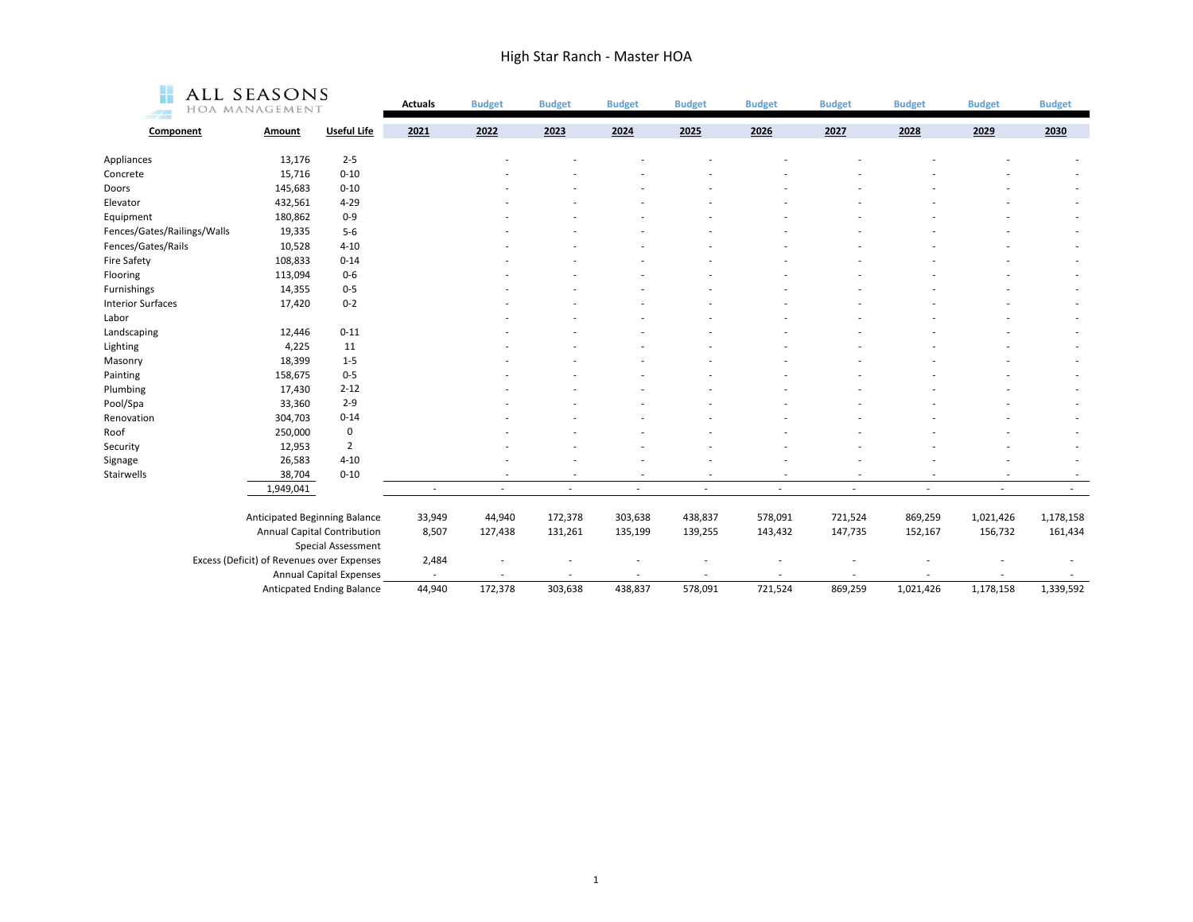# High Star Ranch - Master HOA

ALL SEASONS HOA MANAGEMENT

| Component | Amount | Useful Life | Actuals 2021 | Budget 2022 | Budget 2023 | Budget 2024 | Budget 2025 | Budget 2026 | Budget 2027 | Budget 2028 | Budget 2029 | Budget 2030 |
|---|---|---|---|---|---|---|---|---|---|---|---|---|
| Appliances | 13,176 | 2-5 | | - | - | - | - | - | - | - | - | - |
| Concrete | 15,716 | 0-10 | | - | - | - | - | - | - | - | - | - |
| Doors | 145,683 | 0-10 | | - | - | - | - | - | - | - | - | - |
| Elevator | 432,561 | 4-29 | | - | - | - | - | - | - | - | - | - |
| Equipment | 180,862 | 0-9 | | - | - | - | - | - | - | - | - | - |
| Fences/Gates/Railings/Walls | 19,335 | 5-6 | | - | - | - | - | - | - | - | - | - |
| Fences/Gates/Rails | 10,528 | 4-10 | | - | - | - | - | - | - | - | - | - |
| Fire Safety | 108,833 | 0-14 | | - | - | - | - | - | - | - | - | - |
| Flooring | 113,094 | 0-6 | | - | - | - | - | - | - | - | - | - |
| Furnishings | 14,355 | 0-5 | | - | - | - | - | - | - | - | - | - |
| Interior Surfaces | 17,420 | 0-2 | | - | - | - | - | - | - | - | - | - |
| Labor | | | | - | - | - | - | - | - | - | - | - |
| Landscaping | 12,446 | 0-11 | | - | - | - | - | - | - | - | - | - |
| Lighting | 4,225 | 11 | | - | - | - | - | - | - | - | - | - |
| Masonry | 18,399 | 1-5 | | - | - | - | - | - | - | - | - | - |
| Painting | 158,675 | 0-5 | | - | - | - | - | - | - | - | - | - |
| Plumbing | 17,430 | 2-12 | | - | - | - | - | - | - | - | - | - |
| Pool/Spa | 33,360 | 2-9 | | - | - | - | - | - | - | - | - | - |
| Renovation | 304,703 | 0-14 | | - | - | - | - | - | - | - | - | - |
| Roof | 250,000 | 0 | | - | - | - | - | - | - | - | - | - |
| Security | 12,953 | 2 | | - | - | - | - | - | - | - | - | - |
| Signage | 26,583 | 4-10 | | - | - | - | - | - | - | - | - | - |
| Stairwells | 38,704 | 0-10 | | - | - | - | - | - | - | - | - | - |
| | 1,949,041 | | - | - | - | - | - | - | - | - | - | - |
| Anticipated Beginning Balance | | | 33,949 | 44,940 | 172,378 | 303,638 | 438,837 | 578,091 | 721,524 | 869,259 | 1,021,426 | 1,178,158 |
| Annual Capital Contribution | | | 8,507 | 127,438 | 131,261 | 135,199 | 139,255 | 143,432 | 147,735 | 152,167 | 156,732 | 161,434 |
| Special Assessment | | | | | | | | | | | | |
| Excess (Deficit) of Revenues over Expenses | | | 2,484 | - | - | - | - | - | - | - | - | - |
| Annual Capital Expenses | | | - | - | - | - | - | - | - | - | - | - |
| Anticpated Ending Balance | | | 44,940 | 172,378 | 303,638 | 438,837 | 578,091 | 721,524 | 869,259 | 1,021,426 | 1,178,158 | 1,339,592 |